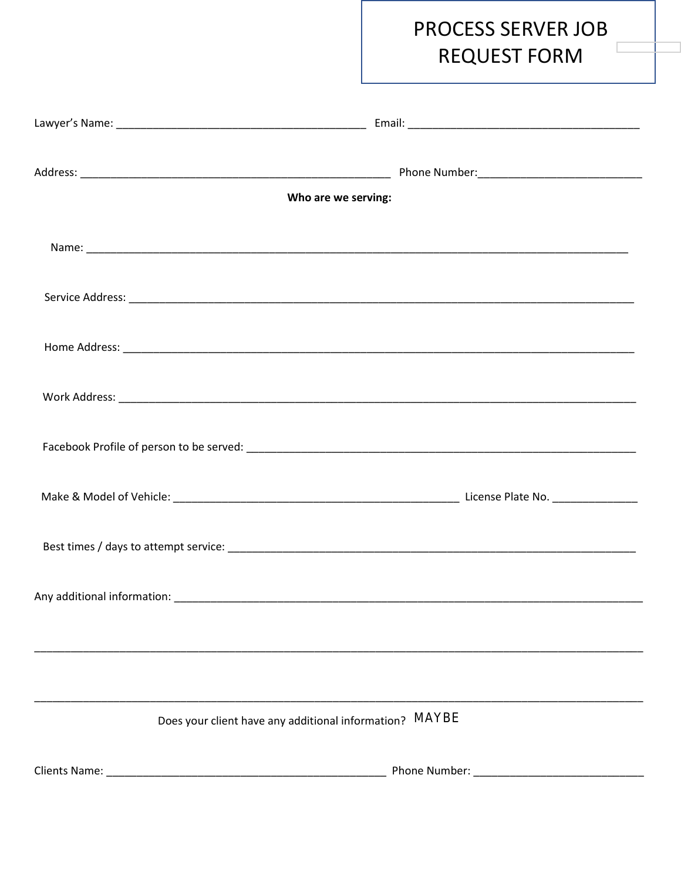# PROCESS SERVER JOB REQUEST FORM

Lawyer's Name: ________________________________________ Email: ____________________________________

Address: _________________________________________________ Phone Number:_________________________

**Who are we serving:**

Name: ____________________________________________________________________________________

Service Address: ____________________________________________________________________________

Home Address: ______________________________________________________________________________

Work Address: ______________________________________________________________________________

Facebook Profile of person to be served: ______________________________________________________

Make & Model of Vehicle: _____________________________________________ License Plate No. _____________

Best times / days to attempt service: __________________________________________________________

Any additional information: ___________________________________________________________________

______________________________________________________________________________________________

______________________________________________________________________________________________

Does your client have any additional information? MAYBE

Clients Name: ____________________________________________ Phone Number: ___________________________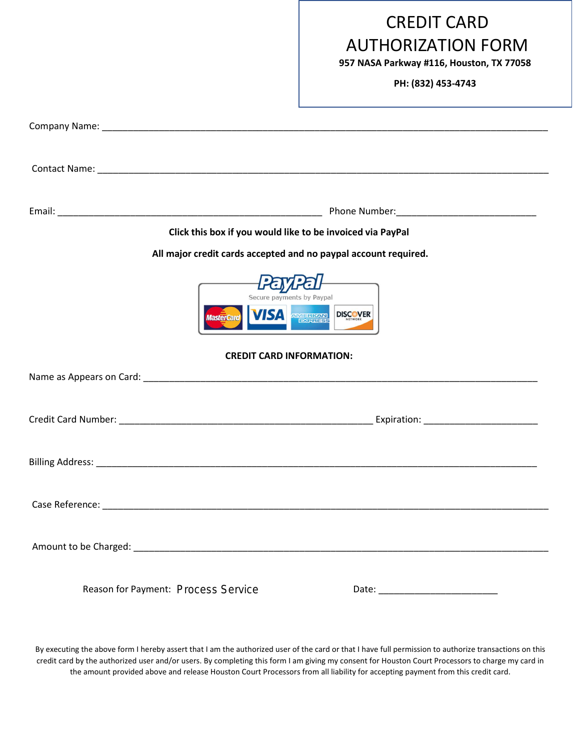# CREDIT CARD AUTHORIZATION FORM

**957 NASA Parkway #116, Houston, TX 77058**

**PH: (832) 453-4743**

Company Name: ___________________________________________________________________________

Contact Name: ___________________________________________________________________________

Email: _____________________________________________ Phone Number:________________________

**Click this box if you would like to be invoiced via PayPal**

**All major credit cards accepted and no paypal account required.**

PayPal

Secure payments by Paypal

MasterCard VISA AMERICAN EXPRESS DISCOVER NETWORK

**CREDIT CARD INFORMATION:**

Name as Appears on Card: __________________________________________________________________

Credit Card Number: ___________________________________________ Expiration: ____________________

Billing Address: __________________________________________________________________________

Case Reference: _________________________________________________________________________

Amount to be Charged: ____________________________________________________________________

Reason for Payment: Process Service Date: _____________________

By executing the above form I hereby assert that I am the authorized user of the card or that I have full permission to authorize transactions on this credit card by the authorized user and/or users. By completing this form I am giving my consent for Houston Court Processors to charge my card in the amount provided above and release Houston Court Processors from all liability for accepting payment from this credit card.